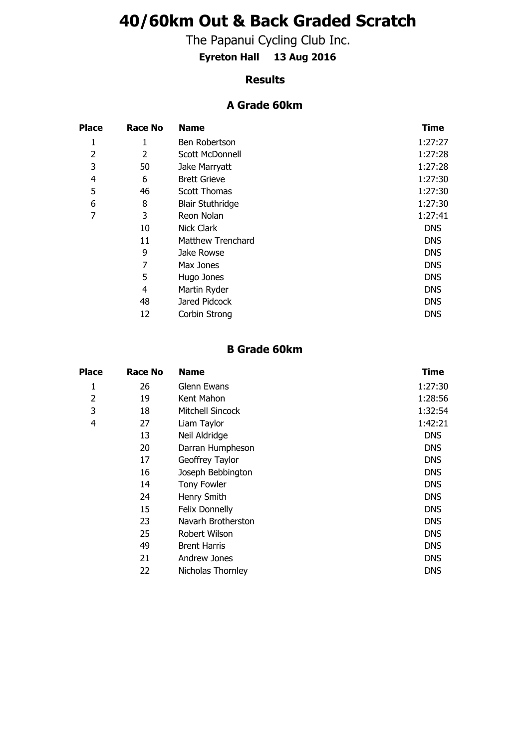# 40/60km Out & Back Graded Scratch

The Papanui Cycling Club Inc.

**Eyreton Hall 13 Aug 2016**

### Results

### A Grade 60km

| Place | Race No | Name | Time |
|---|---|---|---|
| 1 | 1 | Ben Robertson | 1:27:27 |
| 2 | 2 | Scott McDonnell | 1:27:28 |
| 3 | 50 | Jake Marryatt | 1:27:28 |
| 4 | 6 | Brett Grieve | 1:27:30 |
| 5 | 46 | Scott Thomas | 1:27:30 |
| 6 | 8 | Blair Stuthridge | 1:27:30 |
| 7 | 3 | Reon Nolan | 1:27:41 |
| | 10 | Nick Clark | DNS |
| | 11 | Matthew Trenchard | DNS |
| | 9 | Jake Rowse | DNS |
| | 7 | Max Jones | DNS |
| | 5 | Hugo Jones | DNS |
| | 4 | Martin Ryder | DNS |
| | 48 | Jared Pidcock | DNS |
| | 12 | Corbin Strong | DNS |

### B Grade 60km

| Place | Race No | Name | Time |
|---|---|---|---|
| 1 | 26 | Glenn Ewans | 1:27:30 |
| 2 | 19 | Kent Mahon | 1:28:56 |
| 3 | 18 | Mitchell Sincock | 1:32:54 |
| 4 | 27 | Liam Taylor | 1:42:21 |
| | 13 | Neil Aldridge | DNS |
| | 20 | Darran Humpheson | DNS |
| | 17 | Geoffrey Taylor | DNS |
| | 16 | Joseph Bebbington | DNS |
| | 14 | Tony Fowler | DNS |
| | 24 | Henry Smith | DNS |
| | 15 | Felix Donnelly | DNS |
| | 23 | Navarh Brotherston | DNS |
| | 25 | Robert Wilson | DNS |
| | 49 | Brent Harris | DNS |
| | 21 | Andrew Jones | DNS |
| | 22 | Nicholas Thornley | DNS |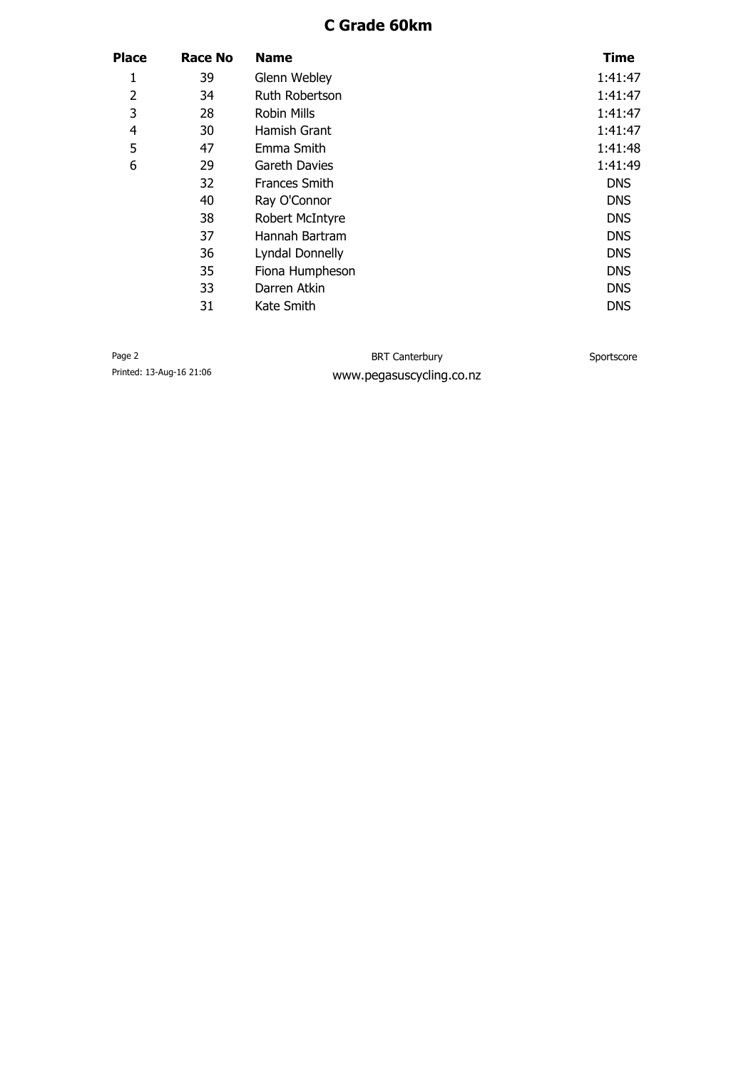## C Grade 60km

| Place | Race No | Name | Time |
|---|---|---|---|
| 1 | 39 | Glenn Webley | 1:41:47 |
| 2 | 34 | Ruth Robertson | 1:41:47 |
| 3 | 28 | Robin Mills | 1:41:47 |
| 4 | 30 | Hamish Grant | 1:41:47 |
| 5 | 47 | Emma Smith | 1:41:48 |
| 6 | 29 | Gareth Davies | 1:41:49 |
| | 32 | Frances Smith | DNS |
| | 40 | Ray O'Connor | DNS |
| | 38 | Robert McIntyre | DNS |
| | 37 | Hannah Bartram | DNS |
| | 36 | Lyndal Donnelly | DNS |
| | 35 | Fiona Humpheson | DNS |
| | 33 | Darren Atkin | DNS |
| | 31 | Kate Smith | DNS |

Printed: 13-Aug-16 21:06

BRT Canterbury

www.pegasuscycling.co.nz

Sportscore